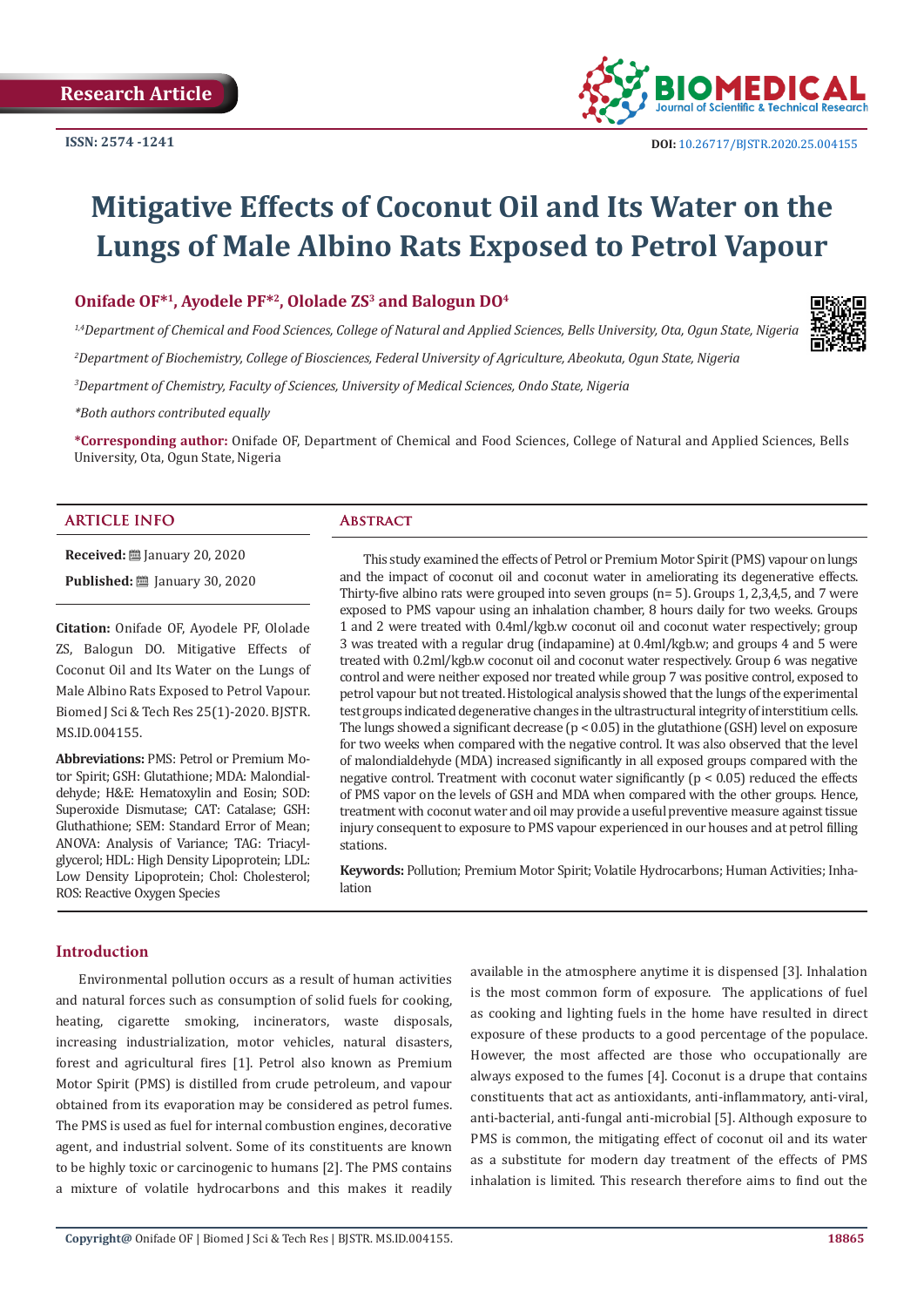**Research Article**

**ISSN: 2574 -1241**

**DOI:** 10.26717/BJSTR.2020.25.004155

# Mitigative Effects of Coconut Oil and Its Water on the Lungs of Male Albino Rats Exposed to Petrol Vapour

**Onifade OF*[1], Ayodele PF*[2], Ololade ZS[3] and Balogun DO[4]**

*[1,4]Department of Chemical and Food Sciences, College of Natural and Applied Sciences, Bells University, Ota, Ogun State, Nigeria*

*[2]Department of Biochemistry, College of Biosciences, Federal University of Agriculture, Abeokuta, Ogun State, Nigeria*

*[3]Department of Chemistry, Faculty of Sciences, University of Medical Sciences, Ondo State, Nigeria*

**Both authors contributed equally*

***Corresponding author:** Onifade OF, Department of Chemical and Food Sciences, College of Natural and Applied Sciences, Bells University, Ota, Ogun State, Nigeria

## ARTICLE INFO

**Received:** January 20, 2020

**Published:** January 30, 2020

**Citation:** Onifade OF, Ayodele PF, Ololade ZS, Balogun DO. Mitigative Effects of Coconut Oil and Its Water on the Lungs of Male Albino Rats Exposed to Petrol Vapour. Biomed J Sci & Tech Res 25(1)-2020. BJSTR. MS.ID.004155.

**Abbreviations:** PMS: Petrol or Premium Motor Spirit; GSH: Glutathione; MDA: Malondialdehyde; H&E: Hematoxylin and Eosin; SOD: Superoxide Dismutase; CAT: Catalase; GSH: Gluthathione; SEM: Standard Error of Mean; ANOVA: Analysis of Variance; TAG: Triacylglycerol; HDL: High Density Lipoprotein; LDL: Low Density Lipoprotein; Chol: Cholesterol; ROS: Reactive Oxygen Species

## Abstract

This study examined the effects of Petrol or Premium Motor Spirit (PMS) vapour on lungs and the impact of coconut oil and coconut water in ameliorating its degenerative effects. Thirty-five albino rats were grouped into seven groups (n= 5). Groups 1, 2,3,4,5, and 7 were exposed to PMS vapour using an inhalation chamber, 8 hours daily for two weeks. Groups 1 and 2 were treated with 0.4ml/kgb.w coconut oil and coconut water respectively; group 3 was treated with a regular drug (indapamine) at 0.4ml/kgb.w; and groups 4 and 5 were treated with 0.2ml/kgb.w coconut oil and coconut water respectively. Group 6 was negative control and were neither exposed nor treated while group 7 was positive control, exposed to petrol vapour but not treated. Histological analysis showed that the lungs of the experimental test groups indicated degenerative changes in the ultrastructural integrity of interstitium cells. The lungs showed a significant decrease ($p < 0.05$) in the glutathione (GSH) level on exposure for two weeks when compared with the negative control. It was also observed that the level of malondialdehyde (MDA) increased significantly in all exposed groups compared with the negative control. Treatment with coconut water significantly ($p < 0.05$) reduced the effects of PMS vapor on the levels of GSH and MDA when compared with the other groups. Hence, treatment with coconut water and oil may provide a useful preventive measure against tissue injury consequent to exposure to PMS vapour experienced in our houses and at petrol filling stations.

**Keywords:** Pollution; Premium Motor Spirit; Volatile Hydrocarbons; Human Activities; Inhalation

## Introduction

Environmental pollution occurs as a result of human activities and natural forces such as consumption of solid fuels for cooking, heating, cigarette smoking, incinerators, waste disposals, increasing industrialization, motor vehicles, natural disasters, forest and agricultural fires [1]. Petrol also known as Premium Motor Spirit (PMS) is distilled from crude petroleum, and vapour obtained from its evaporation may be considered as petrol fumes. The PMS is used as fuel for internal combustion engines, decorative agent, and industrial solvent. Some of its constituents are known to be highly toxic or carcinogenic to humans [2]. The PMS contains a mixture of volatile hydrocarbons and this makes it readily available in the atmosphere anytime it is dispensed [3]. Inhalation is the most common form of exposure. The applications of fuel as cooking and lighting fuels in the home have resulted in direct exposure of these products to a good percentage of the populace. However, the most affected are those who occupationally are always exposed to the fumes [4]. Coconut is a drupe that contains constituents that act as antioxidants, anti-inflammatory, anti-viral, anti-bacterial, anti-fungal anti-microbial [5]. Although exposure to PMS is common, the mitigating effect of coconut oil and its water as a substitute for modern day treatment of the effects of PMS inhalation is limited. This research therefore aims to find out the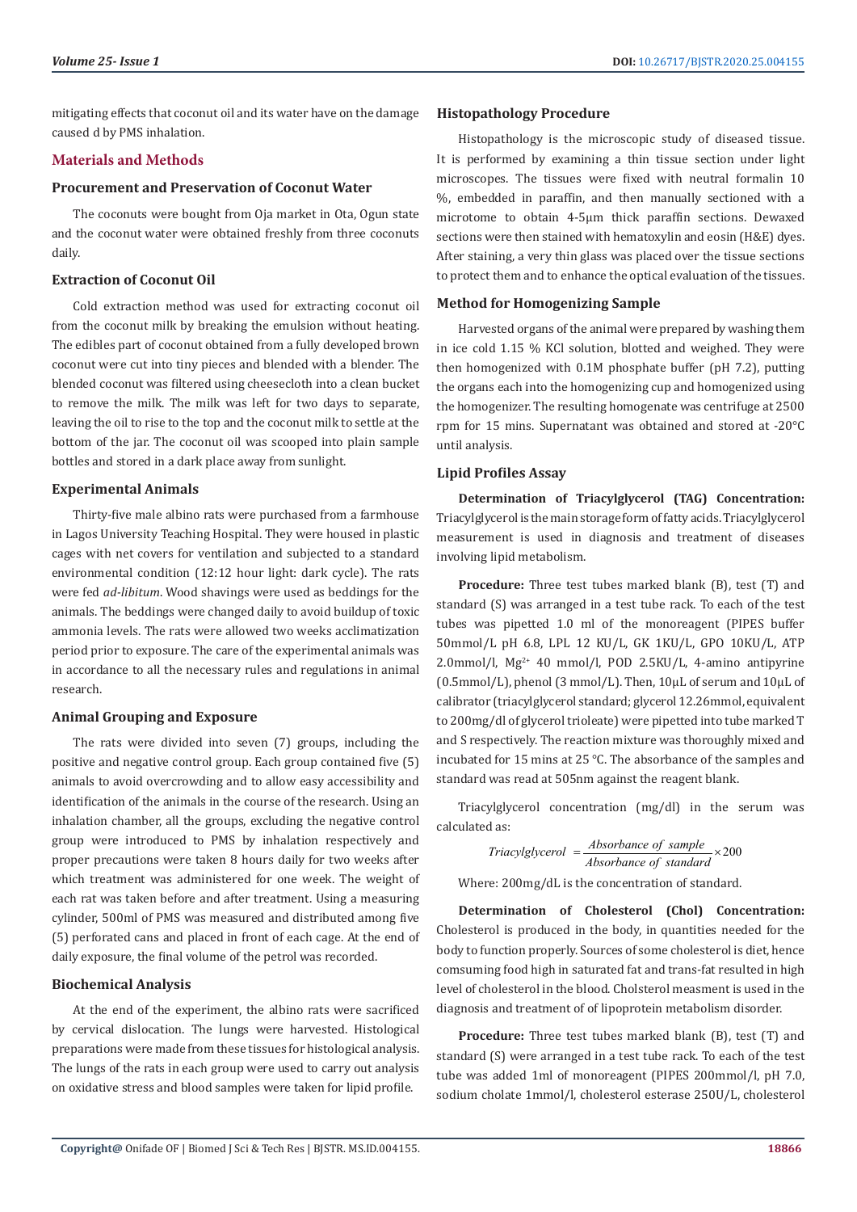mitigating effects that coconut oil and its water have on the damage caused d by PMS inhalation.

## Materials and Methods

### Procurement and Preservation of Coconut Water

The coconuts were bought from Oja market in Ota, Ogun state and the coconut water were obtained freshly from three coconuts daily.

### Extraction of Coconut Oil

Cold extraction method was used for extracting coconut oil from the coconut milk by breaking the emulsion without heating. The edibles part of coconut obtained from a fully developed brown coconut were cut into tiny pieces and blended with a blender. The blended coconut was filtered using cheesecloth into a clean bucket to remove the milk. The milk was left for two days to separate, leaving the oil to rise to the top and the coconut milk to settle at the bottom of the jar. The coconut oil was scooped into plain sample bottles and stored in a dark place away from sunlight.

### Experimental Animals

Thirty-five male albino rats were purchased from a farmhouse in Lagos University Teaching Hospital. They were housed in plastic cages with net covers for ventilation and subjected to a standard environmental condition (12:12 hour light: dark cycle). The rats were fed *ad-libitum*. Wood shavings were used as beddings for the animals. The beddings were changed daily to avoid buildup of toxic ammonia levels. The rats were allowed two weeks acclimatization period prior to exposure. The care of the experimental animals was in accordance to all the necessary rules and regulations in animal research.

### Animal Grouping and Exposure

The rats were divided into seven (7) groups, including the positive and negative control group. Each group contained five (5) animals to avoid overcrowding and to allow easy accessibility and identification of the animals in the course of the research. Using an inhalation chamber, all the groups, excluding the negative control group were introduced to PMS by inhalation respectively and proper precautions were taken 8 hours daily for two weeks after which treatment was administered for one week. The weight of each rat was taken before and after treatment. Using a measuring cylinder, 500ml of PMS was measured and distributed among five (5) perforated cans and placed in front of each cage. At the end of daily exposure, the final volume of the petrol was recorded.

### Biochemical Analysis

At the end of the experiment, the albino rats were sacrificed by cervical dislocation. The lungs were harvested. Histological preparations were made from these tissues for histological analysis. The lungs of the rats in each group were used to carry out analysis on oxidative stress and blood samples were taken for lipid profile.

### Histopathology Procedure

Histopathology is the microscopic study of diseased tissue. It is performed by examining a thin tissue section under light microscopes. The tissues were fixed with neutral formalin 10 %, embedded in paraffin, and then manually sectioned with a microtome to obtain 4-5μm thick paraffin sections. Dewaxed sections were then stained with hematoxylin and eosin (H&E) dyes. After staining, a very thin glass was placed over the tissue sections to protect them and to enhance the optical evaluation of the tissues.

### Method for Homogenizing Sample

Harvested organs of the animal were prepared by washing them in ice cold 1.15 % KCl solution, blotted and weighed. They were then homogenized with 0.1M phosphate buffer (pH 7.2), putting the organs each into the homogenizing cup and homogenized using the homogenizer. The resulting homogenate was centrifuge at 2500 rpm for 15 mins. Supernatant was obtained and stored at -20°C until analysis.

### Lipid Profiles Assay

**Determination of Triacylglycerol (TAG) Concentration:** Triacylglycerol is the main storage form of fatty acids. Triacylglycerol measurement is used in diagnosis and treatment of diseases involving lipid metabolism.

**Procedure:** Three test tubes marked blank (B), test (T) and standard (S) was arranged in a test tube rack. To each of the test tubes was pipetted 1.0 ml of the monoreagent (PIPES buffer 50mmol/L pH 6.8, LPL 12 KU/L, GK 1KU/L, GPO 10KU/L, ATP 2.0mmol/l, $Mg^{2+}$ 40 mmol/l, POD 2.5KU/L, 4-amino antipyrine (0.5mmol/L), phenol (3 mmol/L). Then, 10μL of serum and 10μL of calibrator (triacylglycerol standard; glycerol 12.26mmol, equivalent to 200mg/dl of glycerol trioleate) were pipetted into tube marked T and S respectively. The reaction mixture was thoroughly mixed and incubated for 15 mins at 25 °C. The absorbance of the samples and standard was read at 505nm against the reagent blank.

Triacylglycerol concentration (mg/dl) in the serum was calculated as:

$$Triacylglycerol = \frac{Absorbance\ of\ sample}{Absorbance\ of\ standard} \times 200$$

Where: 200mg/dL is the concentration of standard.

**Determination of Cholesterol (Chol) Concentration:** Cholesterol is produced in the body, in quantities needed for the body to function properly. Sources of some cholesterol is diet, hence comsuming food high in saturated fat and trans-fat resulted in high level of cholesterol in the blood. Cholsterol measment is used in the diagnosis and treatment of of lipoprotein metabolism disorder.

**Procedure:** Three test tubes marked blank (B), test (T) and standard (S) were arranged in a test tube rack. To each of the test tube was added 1ml of monoreagent (PIPES 200mmol/l, pH 7.0, sodium cholate 1mmol/l, cholesterol esterase 250U/L, cholesterol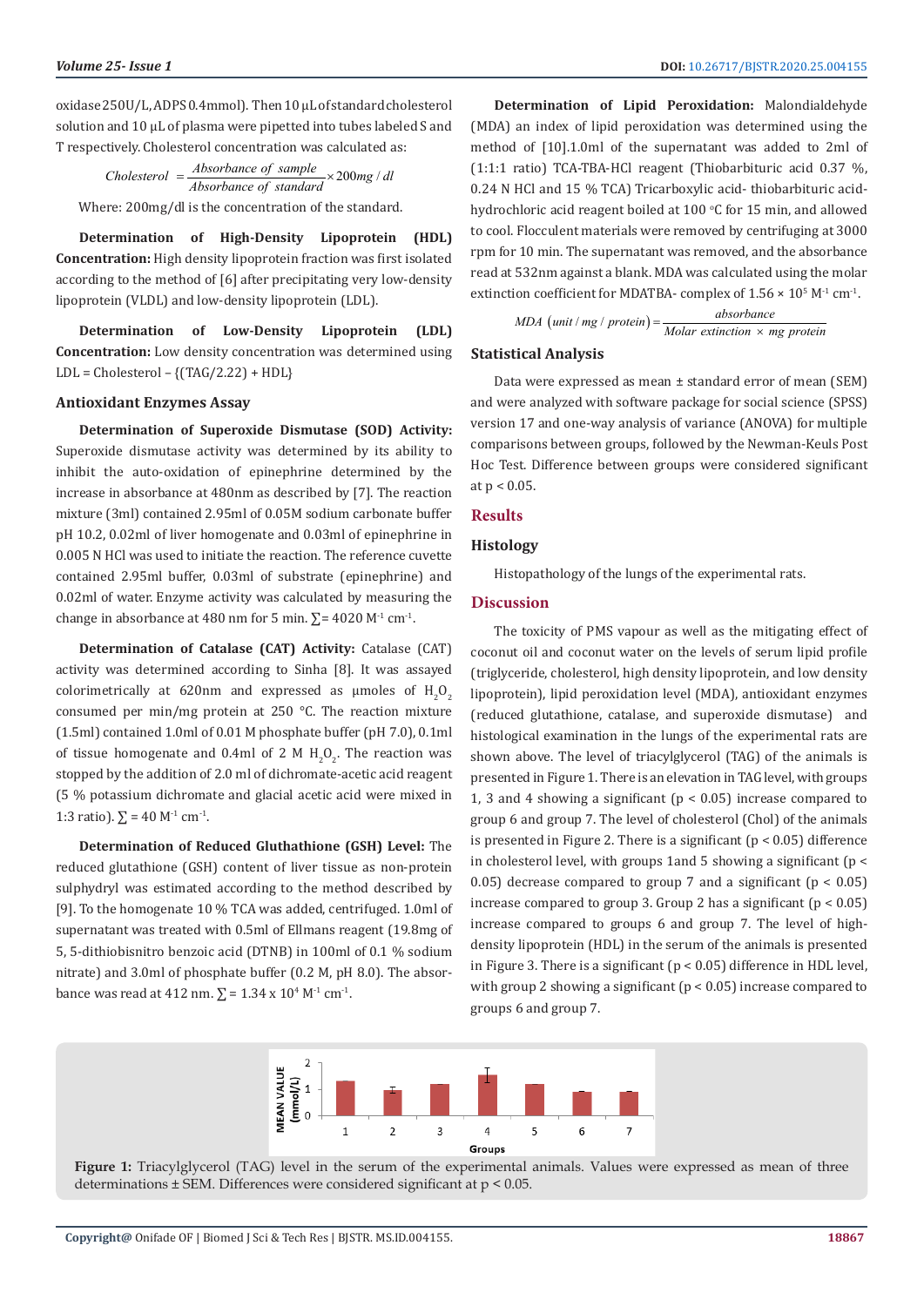oxidase 250U/L, ADPS 0.4mmol). Then 10 µL of standard cholesterol solution and 10 µL of plasma were pipetted into tubes labeled S and T respectively. Cholesterol concentration was calculated as:

$$Cholesterol = \frac{Absorbance\ of\ sample}{Absorbance\ of\ standard} \times 200mg/dl$$

Where: 200mg/dl is the concentration of the standard.

**Determination of High-Density Lipoprotein (HDL) Concentration:** High density lipoprotein fraction was first isolated according to the method of [6] after precipitating very low-density lipoprotein (VLDL) and low-density lipoprotein (LDL).

**Determination of Low-Density Lipoprotein (LDL) Concentration:** Low density concentration was determined using LDL = Cholesterol – {(TAG/2.22) + HDL}

### Antioxidant Enzymes Assay

**Determination of Superoxide Dismutase (SOD) Activity:** Superoxide dismutase activity was determined by its ability to inhibit the auto-oxidation of epinephrine determined by the increase in absorbance at 480nm as described by [7]. The reaction mixture (3ml) contained 2.95ml of 0.05M sodium carbonate buffer pH 10.2, 0.02ml of liver homogenate and 0.03ml of epinephrine in 0.005 N HCl was used to initiate the reaction. The reference cuvette contained 2.95ml buffer, 0.03ml of substrate (epinephrine) and 0.02ml of water. Enzyme activity was calculated by measuring the change in absorbance at 480 nm for 5 min. $\sum = 4020\ M^{-1}\ cm^{-1}$.

**Determination of Catalase (CAT) Activity:** Catalase (CAT) activity was determined according to Sinha [8]. It was assayed colorimetrically at 620nm and expressed as µmoles of $H_2O_2$ consumed per min/mg protein at 250 °C. The reaction mixture (1.5ml) contained 1.0ml of 0.01 M phosphate buffer (pH 7.0), 0.1ml of tissue homogenate and 0.4ml of 2 M $H_2O_2$. The reaction was stopped by the addition of 2.0 ml of dichromate-acetic acid reagent (5 % potassium dichromate and glacial acetic acid were mixed in 1:3 ratio). $\sum = 40\ M^{-1}\ cm^{-1}$.

**Determination of Reduced Gluthathione (GSH) Level:** The reduced glutathione (GSH) content of liver tissue as non-protein sulphydryl was estimated according to the method described by [9]. To the homogenate 10 % TCA was added, centrifuged. 1.0ml of supernatant was treated with 0.5ml of Ellmans reagent (19.8mg of 5, 5-dithiobisnitro benzoic acid (DTNB) in 100ml of 0.1 % sodium nitrate) and 3.0ml of phosphate buffer (0.2 M, pH 8.0). The absorbance was read at 412 nm. $\sum = 1.34 \times 10^4\ M^{-1}\ cm^{-1}$.

**Determination of Lipid Peroxidation:** Malondialdehyde (MDA) an index of lipid peroxidation was determined using the method of [10].1.0ml of the supernatant was added to 2ml of (1:1:1 ratio) TCA-TBA-HCl reagent (Thiobarbituric acid 0.37 %, 0.24 N HCl and 15 % TCA) Tricarboxylic acid- thiobarbituric acid-hydrochloric acid reagent boiled at 100 °C for 15 min, and allowed to cool. Flocculent materials were removed by centrifuging at 3000 rpm for 10 min. The supernatant was removed, and the absorbance read at 532nm against a blank. MDA was calculated using the molar extinction coefficient for MDATBA- complex of $1.56 \times 10^5\ M^{-1}\ cm^{-1}$.

$$MDA\ (unit/mg/protein) = \frac{absorbance}{Molar\ extinction \times mg\ protein}$$

### Statistical Analysis

Data were expressed as mean ± standard error of mean (SEM) and were analyzed with software package for social science (SPSS) version 17 and one-way analysis of variance (ANOVA) for multiple comparisons between groups, followed by the Newman-Keuls Post Hoc Test. Difference between groups were considered significant at $p < 0.05$.

## Results

### Histology

Histopathology of the lungs of the experimental rats.

## Discussion

The toxicity of PMS vapour as well as the mitigating effect of coconut oil and coconut water on the levels of serum lipid profile (triglyceride, cholesterol, high density lipoprotein, and low density lipoprotein), lipid peroxidation level (MDA), antioxidant enzymes (reduced glutathione, catalase, and superoxide dismutase) and histological examination in the lungs of the experimental rats are shown above. The level of triacylglycerol (TAG) of the animals is presented in Figure 1. There is an elevation in TAG level, with groups 1, 3 and 4 showing a significant ($p < 0.05$) increase compared to group 6 and group 7. The level of cholesterol (Chol) of the animals is presented in Figure 2. There is a significant ($p < 0.05$) difference in cholesterol level, with groups 1and 5 showing a significant ($p < 0.05$) decrease compared to group 7 and a significant ($p < 0.05$) increase compared to group 3. Group 2 has a significant ($p < 0.05$) increase compared to groups 6 and group 7. The level of high-density lipoprotein (HDL) in the serum of the animals is presented in Figure 3. There is a significant ($p < 0.05$) difference in HDL level, with group 2 showing a significant ($p < 0.05$) increase compared to groups 6 and group 7.

**Figure 1:** Triacylglycerol (TAG) level in the serum of the experimental animals. Values were expressed as mean of three determinations ± SEM. Differences were considered significant at $p < 0.05$.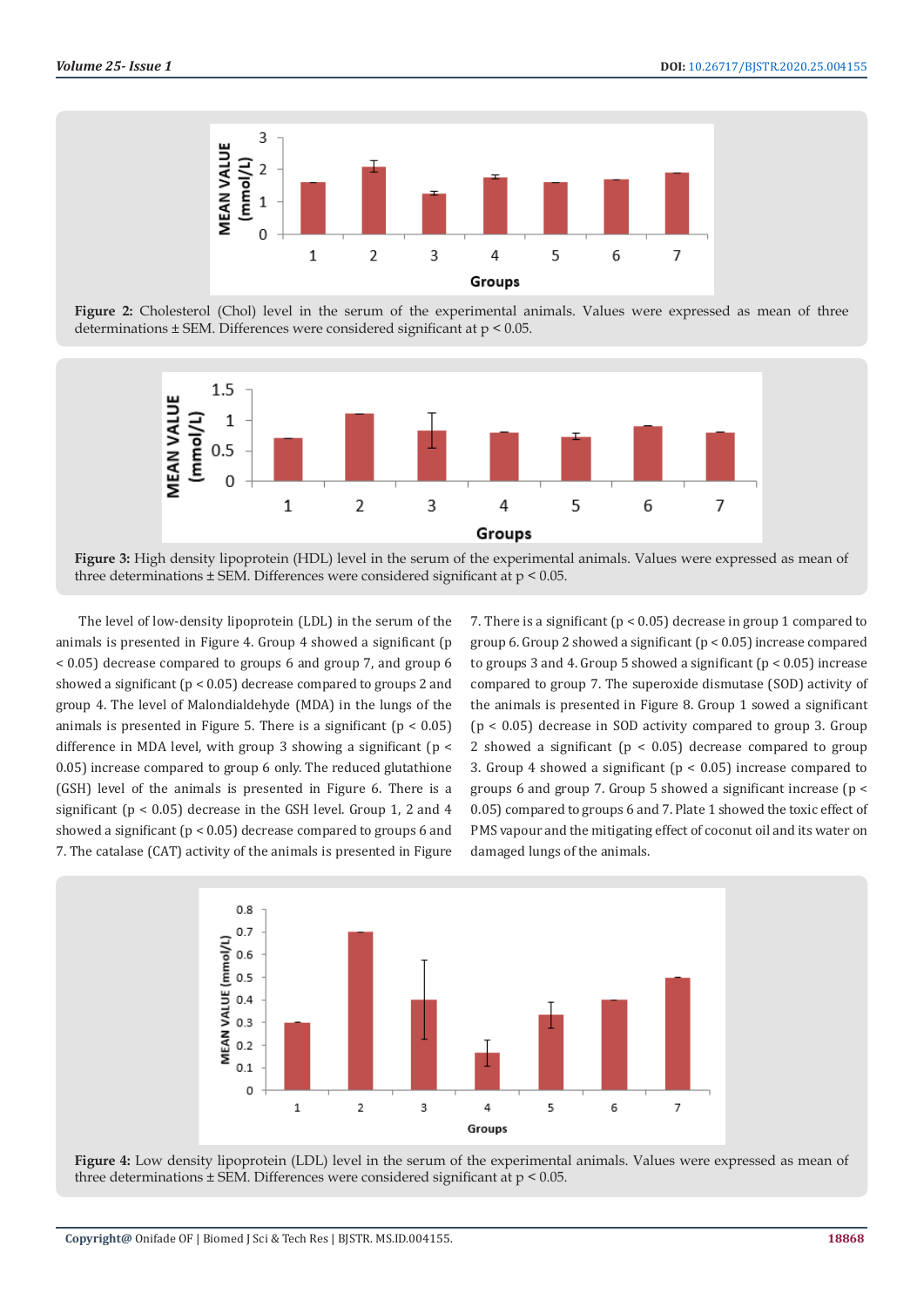**Figure 2:** Cholesterol (Chol) level in the serum of the experimental animals. Values were expressed as mean of three determinations ± SEM. Differences were considered significant at $p < 0.05$.

**Figure 3:** High density lipoprotein (HDL) level in the serum of the experimental animals. Values were expressed as mean of three determinations ± SEM. Differences were considered significant at $p < 0.05$.

The level of low-density lipoprotein (LDL) in the serum of the animals is presented in Figure 4. Group 4 showed a significant ($p < 0.05$) decrease compared to groups 6 and group 7, and group 6 showed a significant ($p < 0.05$) decrease compared to groups 2 and group 4. The level of Malondialdehyde (MDA) in the lungs of the animals is presented in Figure 5. There is a significant ($p < 0.05$) difference in MDA level, with group 3 showing a significant ($p < 0.05$) increase compared to group 6 only. The reduced glutathione (GSH) level of the animals is presented in Figure 6. There is a significant ($p < 0.05$) decrease in the GSH level. Group 1, 2 and 4 showed a significant ($p < 0.05$) decrease compared to groups 6 and 7. The catalase (CAT) activity of the animals is presented in Figure 7. There is a significant ($p < 0.05$) decrease in group 1 compared to group 6. Group 2 showed a significant ($p < 0.05$) increase compared to groups 3 and 4. Group 5 showed a significant ($p < 0.05$) increase compared to group 7. The superoxide dismutase (SOD) activity of the animals is presented in Figure 8. Group 1 sowed a significant ($p < 0.05$) decrease in SOD activity compared to group 3. Group 2 showed a significant ($p < 0.05$) decrease compared to group 3. Group 4 showed a significant ($p < 0.05$) increase compared to groups 6 and group 7. Group 5 showed a significant increase ($p < 0.05$) compared to groups 6 and 7. Plate 1 showed the toxic effect of PMS vapour and the mitigating effect of coconut oil and its water on damaged lungs of the animals.

**Figure 4:** Low density lipoprotein (LDL) level in the serum of the experimental animals. Values were expressed as mean of three determinations ± SEM. Differences were considered significant at $p < 0.05$.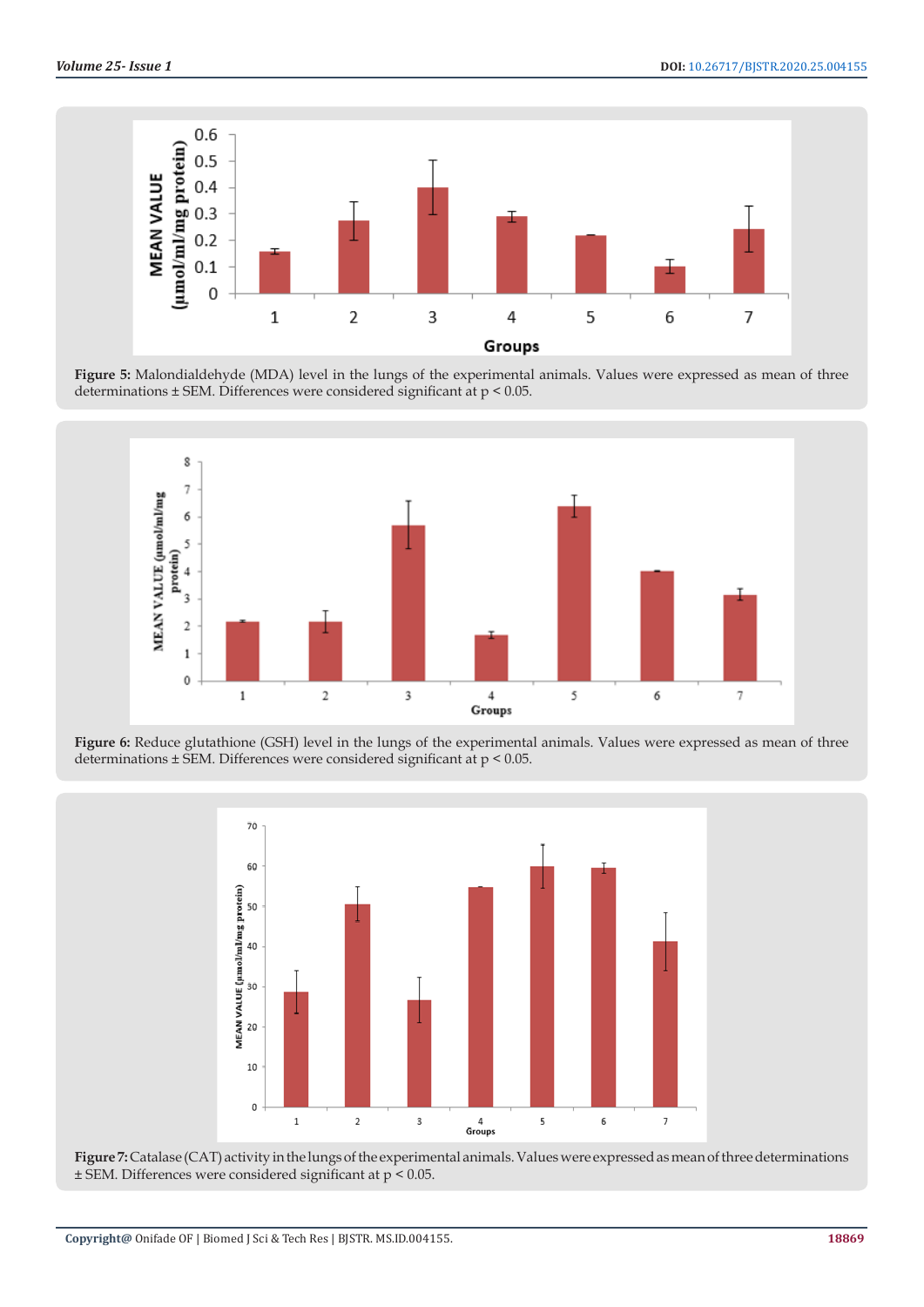**Figure 5:** Malondialdehyde (MDA) level in the lungs of the experimental animals. Values were expressed as mean of three determinations ± SEM. Differences were considered significant at $p < 0.05$.

**Figure 6:** Reduce glutathione (GSH) level in the lungs of the experimental animals. Values were expressed as mean of three determinations ± SEM. Differences were considered significant at $p < 0.05$.

**Figure 7:** Catalase (CAT) activity in the lungs of the experimental animals. Values were expressed as mean of three determinations ± SEM. Differences were considered significant at $p < 0.05$.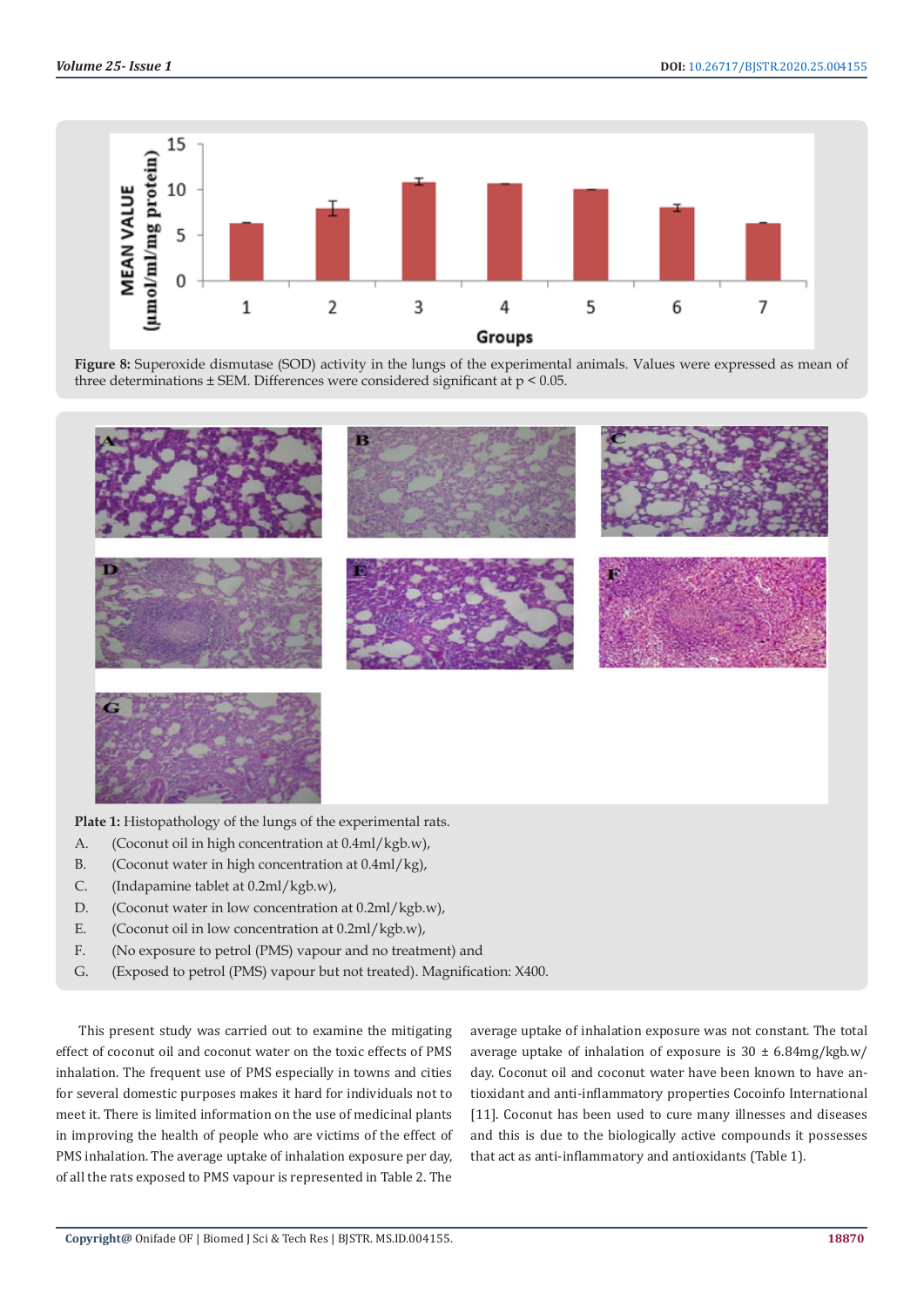**Figure 8:** Superoxide dismutase (SOD) activity in the lungs of the experimental animals. Values were expressed as mean of three determinations ± SEM. Differences were considered significant at $p < 0.05$.

**Plate 1:** Histopathology of the lungs of the experimental rats.

A. (Coconut oil in high concentration at 0.4ml/kgb.w),
B. (Coconut water in high concentration at 0.4ml/kg),
C. (Indapamine tablet at 0.2ml/kgb.w),
D. (Coconut water in low concentration at 0.2ml/kgb.w),
E. (Coconut oil in low concentration at 0.2ml/kgb.w),
F. (No exposure to petrol (PMS) vapour and no treatment) and
G. (Exposed to petrol (PMS) vapour but not treated). Magnification: X400.

This present study was carried out to examine the mitigating effect of coconut oil and coconut water on the toxic effects of PMS inhalation. The frequent use of PMS especially in towns and cities for several domestic purposes makes it hard for individuals not to meet it. There is limited information on the use of medicinal plants in improving the health of people who are victims of the effect of PMS inhalation. The average uptake of inhalation exposure per day, of all the rats exposed to PMS vapour is represented in Table 2. The average uptake of inhalation exposure was not constant. The total average uptake of inhalation of exposure is 30 ± 6.84mg/kgb.w/day. Coconut oil and coconut water have been known to have antioxidant and anti-inflammatory properties Cocoinfo International [11]. Coconut has been used to cure many illnesses and diseases and this is due to the biologically active compounds it possesses that act as anti-inflammatory and antioxidants (Table 1).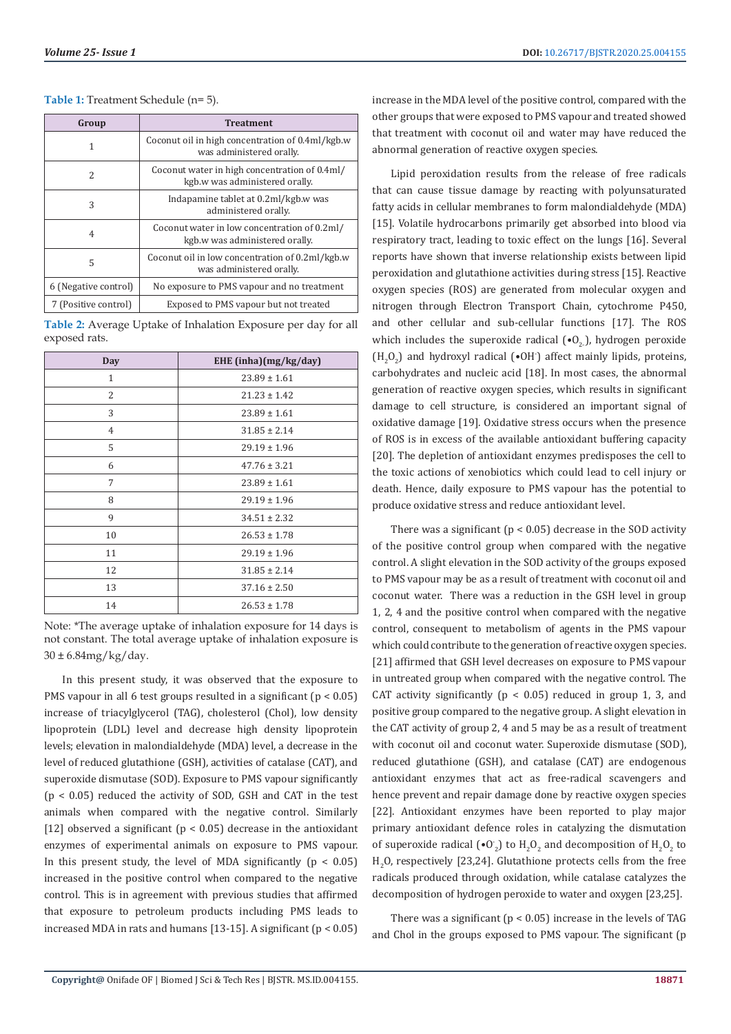**Table 1:** Treatment Schedule (n= 5).

| Group | Treatment |
|---|---|
| 1 | Coconut oil in high concentration of 0.4ml/kgb.w was administered orally. |
| 2 | Coconut water in high concentration of 0.4ml/kgb.w was administered orally. |
| 3 | Indapamine tablet at 0.2ml/kgb.w was administered orally. |
| 4 | Coconut water in low concentration of 0.2ml/kgb.w was administered orally. |
| 5 | Coconut oil in low concentration of 0.2ml/kgb.w was administered orally. |
| 6 (Negative control) | No exposure to PMS vapour and no treatment |
| 7 (Positive control) | Exposed to PMS vapour but not treated |

**Table 2:** Average Uptake of Inhalation Exposure per day for all exposed rats.

| Day | EHE (inha)(mg/kg/day) |
|---|---|
| 1 | 23.89 ± 1.61 |
| 2 | 21.23 ± 1.42 |
| 3 | 23.89 ± 1.61 |
| 4 | 31.85 ± 2.14 |
| 5 | 29.19 ± 1.96 |
| 6 | 47.76 ± 3.21 |
| 7 | 23.89 ± 1.61 |
| 8 | 29.19 ± 1.96 |
| 9 | 34.51 ± 2.32 |
| 10 | 26.53 ± 1.78 |
| 11 | 29.19 ± 1.96 |
| 12 | 31.85 ± 2.14 |
| 13 | 37.16 ± 2.50 |
| 14 | 26.53 ± 1.78 |

Note: *The average uptake of inhalation exposure for 14 days is not constant. The total average uptake of inhalation exposure is 30 ± 6.84mg/kg/day.

In this present study, it was observed that the exposure to PMS vapour in all 6 test groups resulted in a significant ($p < 0.05$) increase of triacylglycerol (TAG), cholesterol (Chol), low density lipoprotein (LDL) level and decrease high density lipoprotein levels; elevation in malondialdehyde (MDA) level, a decrease in the level of reduced glutathione (GSH), activities of catalase (CAT), and superoxide dismutase (SOD). Exposure to PMS vapour significantly ($p < 0.05$) reduced the activity of SOD, GSH and CAT in the test animals when compared with the negative control. Similarly [12] observed a significant ($p < 0.05$) decrease in the antioxidant enzymes of experimental animals on exposure to PMS vapour. In this present study, the level of MDA significantly ($p < 0.05$) increased in the positive control when compared to the negative control. This is in agreement with previous studies that affirmed that exposure to petroleum products including PMS leads to increased MDA in rats and humans [13-15]. A significant ($p < 0.05$) increase in the MDA level of the positive control, compared with the other groups that were exposed to PMS vapour and treated showed that treatment with coconut oil and water may have reduced the abnormal generation of reactive oxygen species.

Lipid peroxidation results from the release of free radicals that can cause tissue damage by reacting with polyunsaturated fatty acids in cellular membranes to form malondialdehyde (MDA) [15]. Volatile hydrocarbons primarily get absorbed into blood via respiratory tract, leading to toxic effect on the lungs [16]. Several reports have shown that inverse relationship exists between lipid peroxidation and glutathione activities during stress [15]. Reactive oxygen species (ROS) are generated from molecular oxygen and nitrogen through Electron Transport Chain, cytochrome P450, and other cellular and sub-cellular functions [17]. The ROS which includes the superoxide radical ($\bullet O_2^-$), hydrogen peroxide ($H_2O_2$) and hydroxyl radical ($\bullet OH^-$) affect mainly lipids, proteins, carbohydrates and nucleic acid [18]. In most cases, the abnormal generation of reactive oxygen species, which results in significant damage to cell structure, is considered an important signal of oxidative damage [19]. Oxidative stress occurs when the presence of ROS is in excess of the available antioxidant buffering capacity [20]. The depletion of antioxidant enzymes predisposes the cell to the toxic actions of xenobiotics which could lead to cell injury or death. Hence, daily exposure to PMS vapour has the potential to produce oxidative stress and reduce antioxidant level.

There was a significant ($p < 0.05$) decrease in the SOD activity of the positive control group when compared with the negative control. A slight elevation in the SOD activity of the groups exposed to PMS vapour may be as a result of treatment with coconut oil and coconut water. There was a reduction in the GSH level in group 1, 2, 4 and the positive control when compared with the negative control, consequent to metabolism of agents in the PMS vapour which could contribute to the generation of reactive oxygen species. [21] affirmed that GSH level decreases on exposure to PMS vapour in untreated group when compared with the negative control. The CAT activity significantly ($p < 0.05$) reduced in group 1, 3, and positive group compared to the negative group. A slight elevation in the CAT activity of group 2, 4 and 5 may be as a result of treatment with coconut oil and coconut water. Superoxide dismutase (SOD), reduced glutathione (GSH), and catalase (CAT) are endogenous antioxidant enzymes that act as free-radical scavengers and hence prevent and repair damage done by reactive oxygen species [22]. Antioxidant enzymes have been reported to play major primary antioxidant defence roles in catalyzing the dismutation of superoxide radical ($\bullet O_2^-$) to $H_2O_2$ and decomposition of $H_2O_2$ to $H_2O$, respectively [23,24]. Glutathione protects cells from the free radicals produced through oxidation, while catalase catalyzes the decomposition of hydrogen peroxide to water and oxygen [23,25].

There was a significant ($p < 0.05$) increase in the levels of TAG and Chol in the groups exposed to PMS vapour. The significant (p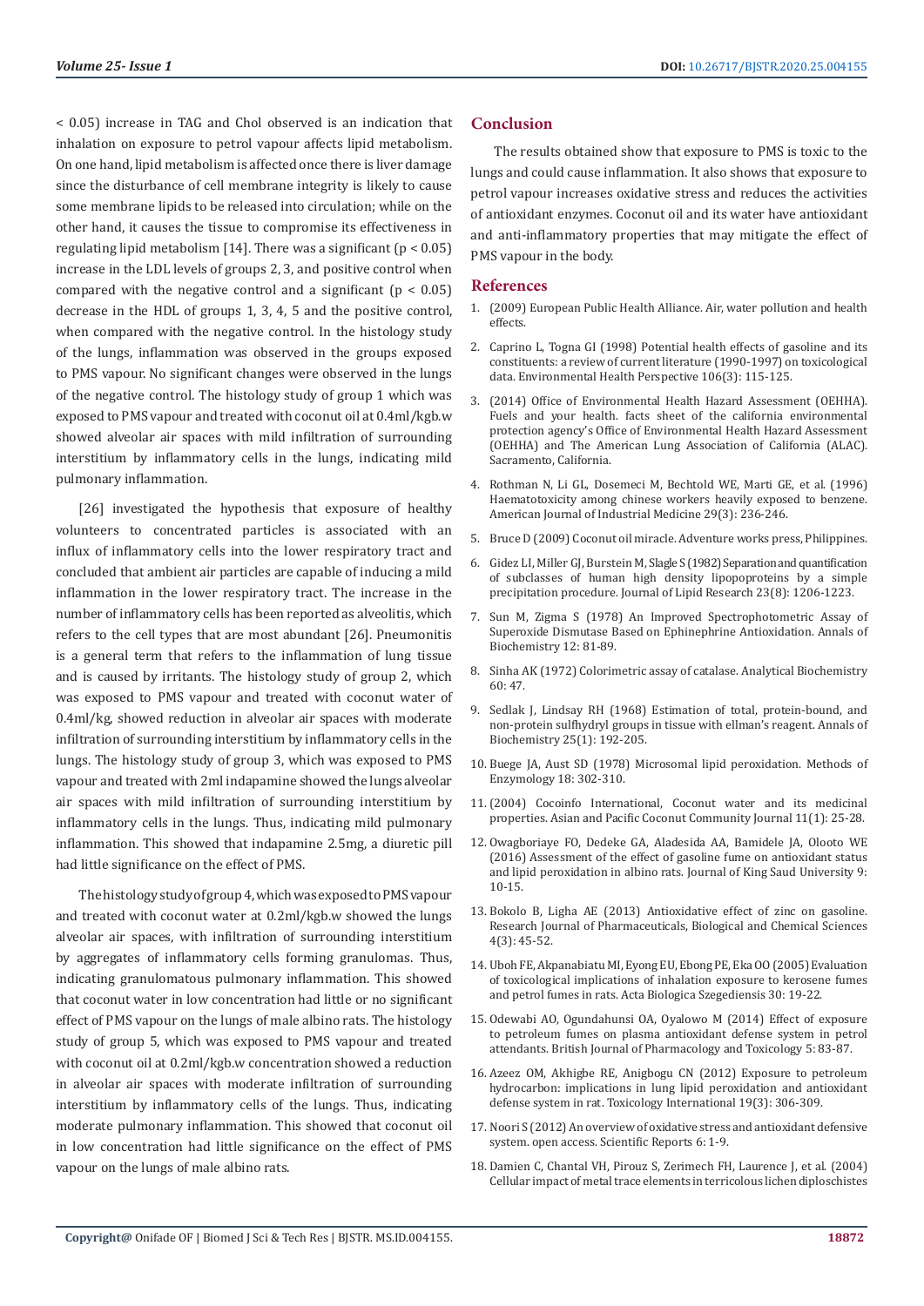< 0.05) increase in TAG and Chol observed is an indication that inhalation on exposure to petrol vapour affects lipid metabolism. On one hand, lipid metabolism is affected once there is liver damage since the disturbance of cell membrane integrity is likely to cause some membrane lipids to be released into circulation; while on the other hand, it causes the tissue to compromise its effectiveness in regulating lipid metabolism [14]. There was a significant ($p < 0.05$) increase in the LDL levels of groups 2, 3, and positive control when compared with the negative control and a significant ($p < 0.05$) decrease in the HDL of groups 1, 3, 4, 5 and the positive control, when compared with the negative control. In the histology study of the lungs, inflammation was observed in the groups exposed to PMS vapour. No significant changes were observed in the lungs of the negative control. The histology study of group 1 which was exposed to PMS vapour and treated with coconut oil at 0.4ml/kgb.w showed alveolar air spaces with mild infiltration of surrounding interstitium by inflammatory cells in the lungs, indicating mild pulmonary inflammation.

[26] investigated the hypothesis that exposure of healthy volunteers to concentrated particles is associated with an influx of inflammatory cells into the lower respiratory tract and concluded that ambient air particles are capable of inducing a mild inflammation in the lower respiratory tract. The increase in the number of inflammatory cells has been reported as alveolitis, which refers to the cell types that are most abundant [26]. Pneumonitis is a general term that refers to the inflammation of lung tissue and is caused by irritants. The histology study of group 2, which was exposed to PMS vapour and treated with coconut water of 0.4ml/kg, showed reduction in alveolar air spaces with moderate infiltration of surrounding interstitium by inflammatory cells in the lungs. The histology study of group 3, which was exposed to PMS vapour and treated with 2ml indapamine showed the lungs alveolar air spaces with mild infiltration of surrounding interstitium by inflammatory cells in the lungs. Thus, indicating mild pulmonary inflammation. This showed that indapamine 2.5mg, a diuretic pill had little significance on the effect of PMS.

The histology study of group 4, which was exposed to PMS vapour and treated with coconut water at 0.2ml/kgb.w showed the lungs alveolar air spaces, with infiltration of surrounding interstitium by aggregates of inflammatory cells forming granulomas. Thus, indicating granulomatous pulmonary inflammation. This showed that coconut water in low concentration had little or no significant effect of PMS vapour on the lungs of male albino rats. The histology study of group 5, which was exposed to PMS vapour and treated with coconut oil at 0.2ml/kgb.w concentration showed a reduction in alveolar air spaces with moderate infiltration of surrounding interstitium by inflammatory cells of the lungs. Thus, indicating moderate pulmonary inflammation. This showed that coconut oil in low concentration had little significance on the effect of PMS vapour on the lungs of male albino rats.

## Conclusion

The results obtained show that exposure to PMS is toxic to the lungs and could cause inflammation. It also shows that exposure to petrol vapour increases oxidative stress and reduces the activities of antioxidant enzymes. Coconut oil and its water have antioxidant and anti-inflammatory properties that may mitigate the effect of PMS vapour in the body.

## References

1. (2009) European Public Health Alliance. Air, water pollution and health effects.
2. Caprino L, Togna GI (1998) Potential health effects of gasoline and its constituents: a review of current literature (1990-1997) on toxicological data. Environmental Health Perspective 106(3): 115-125.
3. (2014) Office of Environmental Health Hazard Assessment (OEHHA). Fuels and your health. facts sheet of the california environmental protection agency's Office of Environmental Health Hazard Assessment (OEHHA) and The American Lung Association of California (ALAC). Sacramento, California.
4. Rothman N, Li GL, Dosemeci M, Bechtold WE, Marti GE, et al. (1996) Haematotoxicity among chinese workers heavily exposed to benzene. American Journal of Industrial Medicine 29(3): 236-246.
5. Bruce D (2009) Coconut oil miracle. Adventure works press, Philippines.
6. Gidez LI, Miller GJ, Burstein M, Slagle S (1982) Separation and quantification of subclasses of human high density lipopoproteins by a simple precipitation procedure. Journal of Lipid Research 23(8): 1206-1223.
7. Sun M, Zigma S (1978) An Improved Spectrophotometric Assay of Superoxide Dismutase Based on Ephinephrine Antioxidation. Annals of Biochemistry 12: 81-89.
8. Sinha AK (1972) Colorimetric assay of catalase. Analytical Biochemistry 60: 47.
9. Sedlak J, Lindsay RH (1968) Estimation of total, protein-bound, and non-protein sulfhydryl groups in tissue with ellman's reagent. Annals of Biochemistry 25(1): 192-205.
10. Buege JA, Aust SD (1978) Microsomal lipid peroxidation. Methods of Enzymology 18: 302-310.
11. (2004) Cocoinfo International, Coconut water and its medicinal properties. Asian and Pacific Coconut Community Journal 11(1): 25-28.
12. Owagboriaye FO, Dedeke GA, Aladesida AA, Bamidele JA, Olooto WE (2016) Assessment of the effect of gasoline fume on antioxidant status and lipid peroxidation in albino rats. Journal of King Saud University 9: 10-15.
13. Bokolo B, Ligha AE (2013) Antioxidative effect of zinc on gasoline. Research Journal of Pharmaceuticals, Biological and Chemical Sciences 4(3): 45-52.
14. Uboh FE, Akpanabiatu MI, Eyong EU, Ebong PE, Eka OO (2005) Evaluation of toxicological implications of inhalation exposure to kerosene fumes and petrol fumes in rats. Acta Biologica Szegediensis 30: 19-22.
15. Odewabi AO, Ogundahunsi OA, Oyalowo M (2014) Effect of exposure to petroleum fumes on plasma antioxidant defense system in petrol attendants. British Journal of Pharmacology and Toxicology 5: 83-87.
16. Azeez OM, Akhigbe RE, Anigbogu CN (2012) Exposure to petroleum hydrocarbon: implications in lung lipid peroxidation and antioxidant defense system in rat. Toxicology International 19(3): 306-309.
17. Noori S (2012) An overview of oxidative stress and antioxidant defensive system. open access. Scientific Reports 6: 1-9.
18. Damien C, Chantal VH, Pirouz S, Zerimech FH, Laurence J, et al. (2004) Cellular impact of metal trace elements in terricolous lichen diploschistes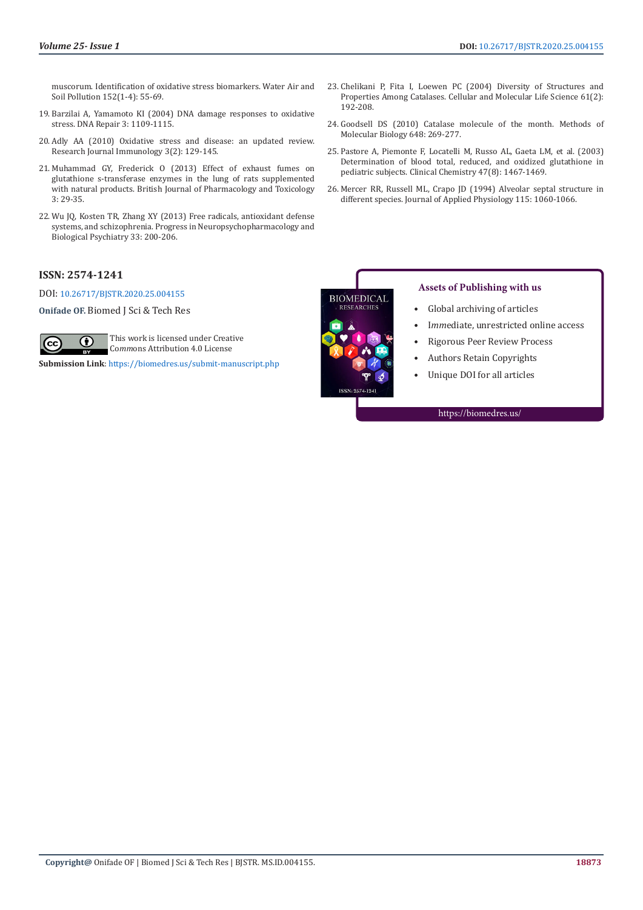muscorum. Identification of oxidative stress biomarkers. Water Air and Soil Pollution 152(1-4): 55-69.

19. Barzilai A, Yamamoto KI (2004) DNA damage responses to oxidative stress. DNA Repair 3: 1109-1115.
20. Adly AA (2010) Oxidative stress and disease: an updated review. Research Journal Immunology 3(2): 129-145.
21. Muhammad GY, Frederick O (2013) Effect of exhaust fumes on glutathione s-transferase enzymes in the lung of rats supplemented with natural products. British Journal of Pharmacology and Toxicology 3: 29-35.
22. Wu JQ, Kosten TR, Zhang XY (2013) Free radicals, antioxidant defense systems, and schizophrenia. Progress in Neuropsychopharmacology and Biological Psychiatry 33: 200-206.
23. Chelikani P, Fita I, Loewen PC (2004) Diversity of Structures and Properties Among Catalases. Cellular and Molecular Life Science 61(2): 192-208.
24. Goodsell DS (2010) Catalase molecule of the month. Methods of Molecular Biology 648: 269-277.
25. Pastore A, Piemonte F, Locatelli M, Russo AL, Gaeta LM, et al. (2003) Determination of blood total, reduced, and oxidized glutathione in pediatric subjects. Clinical Chemistry 47(8): 1467-1469.
26. Mercer RR, Russell ML, Crapo JD (1994) Alveolar septal structure in different species. Journal of Applied Physiology 115: 1060-1066.

**ISSN: 2574-1241**

DOI: 10.26717/BJSTR.2020.25.004155

**Onifade OF.** Biomed J Sci & Tech Res

This work is licensed under Creative Commons Attribution 4.0 License

**Submission Link**: https://biomedres.us/submit-manuscript.php

BIOMEDICAL RESEARCHES

ISSN: 2574-1241

**Assets of Publishing with us**

- Global archiving of articles
- Immediate, unrestricted online access
- Rigorous Peer Review Process
- Authors Retain Copyrights
- Unique DOI for all articles

https://biomedres.us/